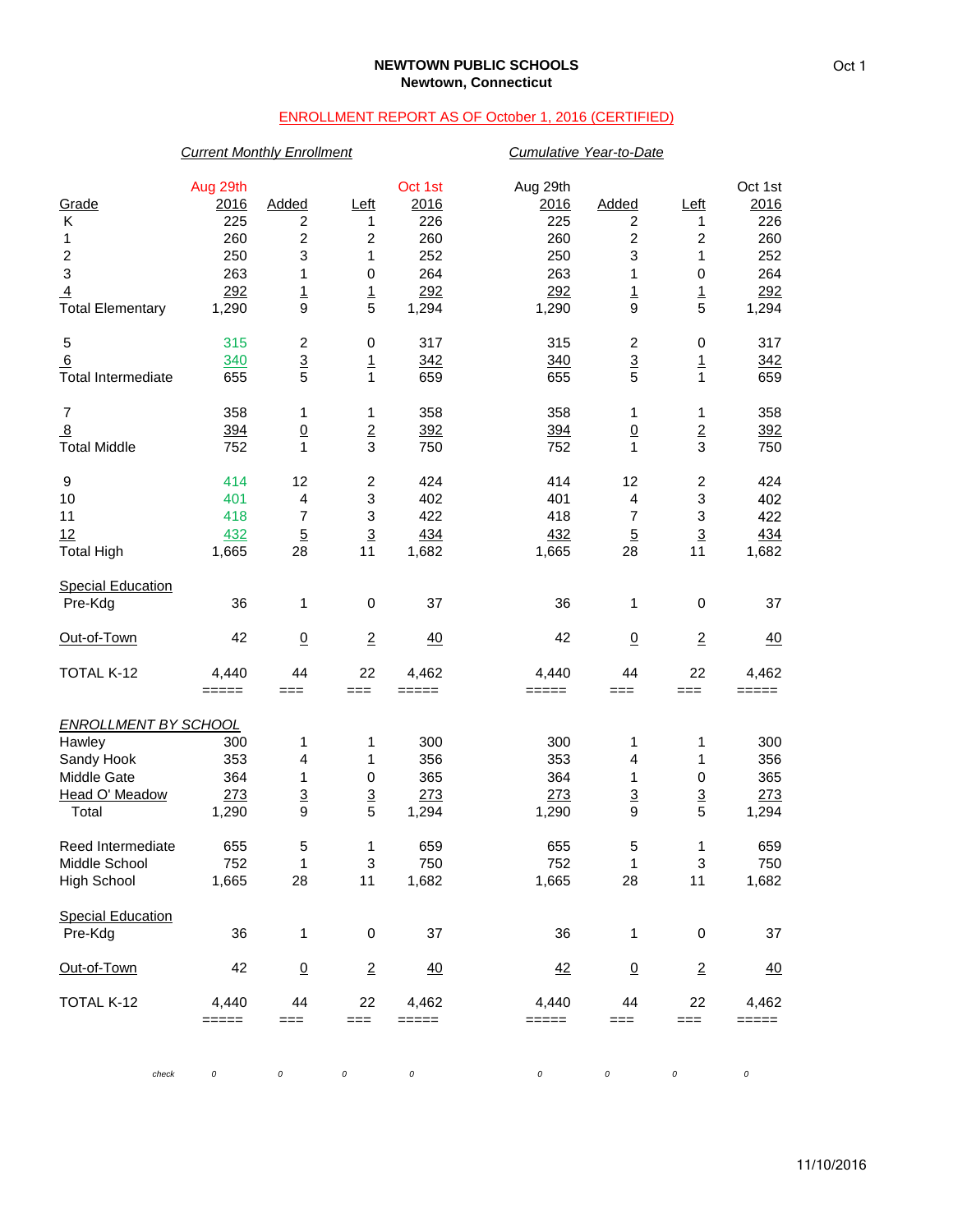**NEWTOWN PUBLIC SCHOOLS**
**Newtown, Connecticut**

ENROLLMENT REPORT AS OF October 1, 2016 (CERTIFIED)

| | *Current Monthly Enrollment* | | | | *Cumulative Year-to-Date* | | | |
|---|---|---|---|---|---|---|---|---|
| Grade | Aug 29th 2016 | Added | Left | Oct 1st 2016 | Aug 29th 2016 | Added | Left | Oct 1st 2016 |
| K | 225 | 2 | 1 | 226 | 225 | 2 | 1 | 226 |
| 1 | 260 | 2 | 2 | 260 | 260 | 2 | 2 | 260 |
| 2 | 250 | 3 | 1 | 252 | 250 | 3 | 1 | 252 |
| 3 | 263 | 1 | 0 | 264 | 263 | 1 | 0 | 264 |
| 4 | 292 | 1 | 1 | 292 | 292 | 1 | 1 | 292 |
| Total Elementary | 1,290 | 9 | 5 | 1,294 | 1,290 | 9 | 5 | 1,294 |
| 5 | 315 | 2 | 0 | 317 | 315 | 2 | 0 | 317 |
| 6 | 340 | 3 | 1 | 342 | 340 | 3 | 1 | 342 |
| Total Intermediate | 655 | 5 | 1 | 659 | 655 | 5 | 1 | 659 |
| 7 | 358 | 1 | 1 | 358 | 358 | 1 | 1 | 358 |
| 8 | 394 | 0 | 2 | 392 | 394 | 0 | 2 | 392 |
| Total Middle | 752 | 1 | 3 | 750 | 752 | 1 | 3 | 750 |
| 9 | 414 | 12 | 2 | 424 | 414 | 12 | 2 | 424 |
| 10 | 401 | 4 | 3 | 402 | 401 | 4 | 3 | 402 |
| 11 | 418 | 7 | 3 | 422 | 418 | 7 | 3 | 422 |
| 12 | 432 | 5 | 3 | 434 | 432 | 5 | 3 | 434 |
| Total High | 1,665 | 28 | 11 | 1,682 | 1,665 | 28 | 11 | 1,682 |
| Special Education | | | | | | | | |
| Pre-Kdg | 36 | 1 | 0 | 37 | 36 | 1 | 0 | 37 |
| Out-of-Town | 42 | 0 | 2 | 40 | 42 | 0 | 2 | 40 |
| TOTAL K-12 | 4,440 | 44 | 22 | 4,462 | 4,440 | 44 | 22 | 4,462 |
| *ENROLLMENT BY SCHOOL* | | | | | | | | |
| Hawley | 300 | 1 | 1 | 300 | 300 | 1 | 1 | 300 |
| Sandy Hook | 353 | 4 | 1 | 356 | 353 | 4 | 1 | 356 |
| Middle Gate | 364 | 1 | 0 | 365 | 364 | 1 | 0 | 365 |
| Head O' Meadow | 273 | 3 | 3 | 273 | 273 | 3 | 3 | 273 |
| Total | 1,290 | 9 | 5 | 1,294 | 1,290 | 9 | 5 | 1,294 |
| Reed Intermediate | 655 | 5 | 1 | 659 | 655 | 5 | 1 | 659 |
| Middle School | 752 | 1 | 3 | 750 | 752 | 1 | 3 | 750 |
| High School | 1,665 | 28 | 11 | 1,682 | 1,665 | 28 | 11 | 1,682 |
| Special Education | | | | | | | | |
| Pre-Kdg | 36 | 1 | 0 | 37 | 36 | 1 | 0 | 37 |
| Out-of-Town | 42 | 0 | 2 | 40 | 42 | 0 | 2 | 40 |
| TOTAL K-12 | 4,440 | 44 | 22 | 4,462 | 4,440 | 44 | 22 | 4,462 |
| *check* | *0* | *0* | *0* | *0* | *0* | *0* | *0* | *0* |

11/10/2016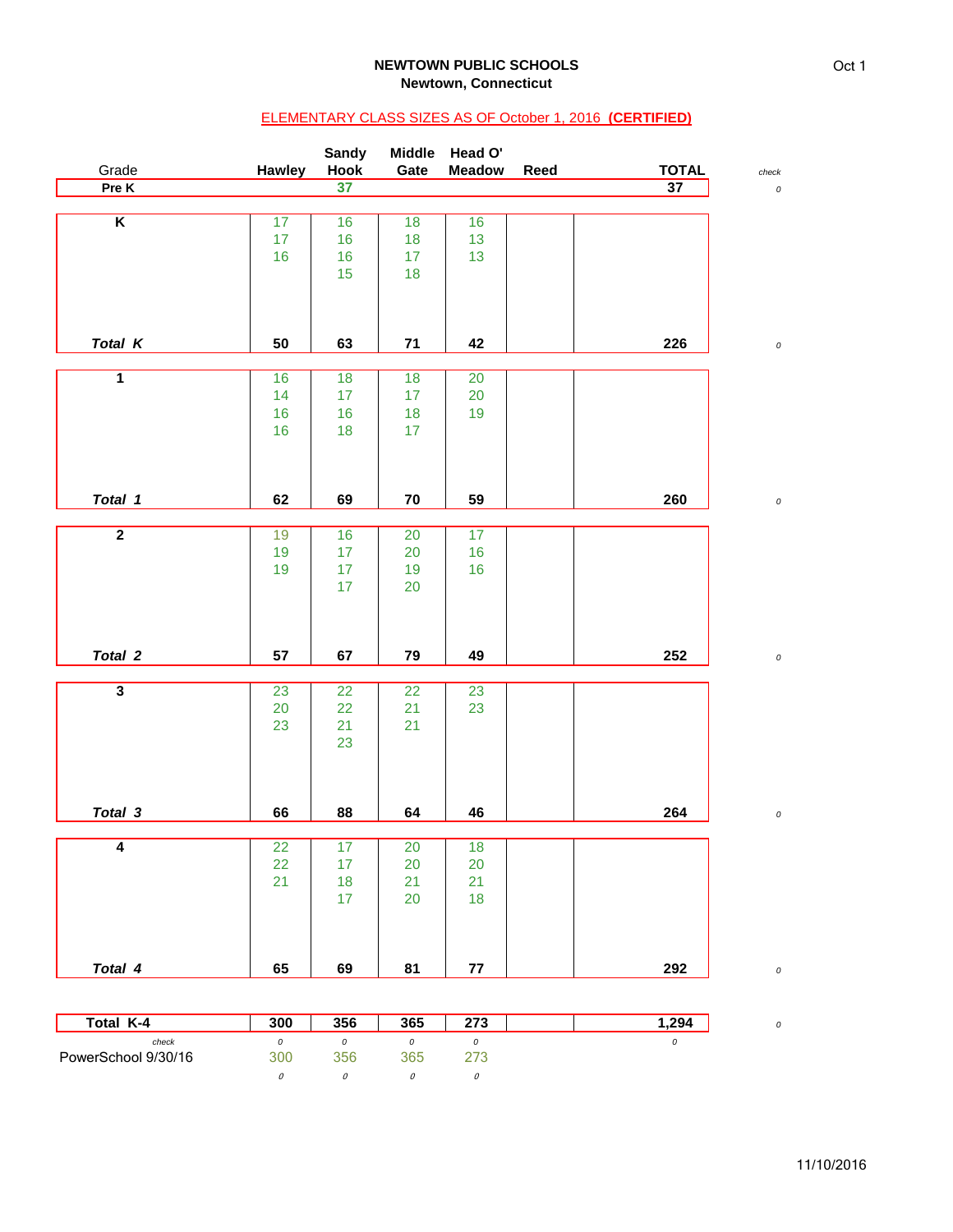**NEWTOWN PUBLIC SCHOOLS**
**Newtown, Connecticut**

Oct 1

ELEMENTARY CLASS SIZES AS OF October 1, 2016 **(CERTIFIED)**

| Grade | Hawley | Sandy Hook | Middle Gate | Head O' Meadow | Reed | TOTAL | check |
|---|---|---|---|---|---|---|---|
| **Pre K** | | 37 | | | | **37** | 0 |
| **K** | 17 | 16 | 18 | 16 | | | |
| | 17 | 16 | 18 | 13 | | | |
| | 16 | 16 | 17 | 13 | | | |
| | | 15 | 18 | | | | |
| ***Total K*** | **50** | **63** | **71** | **42** | | **226** | 0 |
| **1** | 16 | 18 | 18 | 20 | | | |
| | 14 | 17 | 17 | 20 | | | |
| | 16 | 16 | 18 | 19 | | | |
| | 16 | 18 | 17 | | | | |
| ***Total 1*** | **62** | **69** | **70** | **59** | | **260** | 0 |
| **2** | 19 | 16 | 20 | 17 | | | |
| | 19 | 17 | 20 | 16 | | | |
| | 19 | 17 | 19 | 16 | | | |
| | | 17 | 20 | | | | |
| ***Total 2*** | **57** | **67** | **79** | **49** | | **252** | 0 |
| **3** | 23 | 22 | 22 | 23 | | | |
| | 20 | 22 | 21 | 23 | | | |
| | 23 | 21 | 21 | | | | |
| | | 23 | | | | | |
| ***Total 3*** | **66** | **88** | **64** | **46** | | **264** | 0 |
| **4** | 22 | 17 | 20 | 18 | | | |
| | 22 | 17 | 20 | 20 | | | |
| | 21 | 18 | 21 | 21 | | | |
| | | 17 | 20 | 18 | | | |
| ***Total 4*** | **65** | **69** | **81** | **77** | | **292** | 0 |
| **Total K-4** | **300** | **356** | **365** | **273** | | **1,294** | 0 |
| *check* | *0* | *0* | *0* | *0* | | *0* | |
| PowerSchool 9/30/16 | 300 | 356 | 365 | 273 | | | |
| | *0* | *0* | *0* | *0* | | | |

11/10/2016